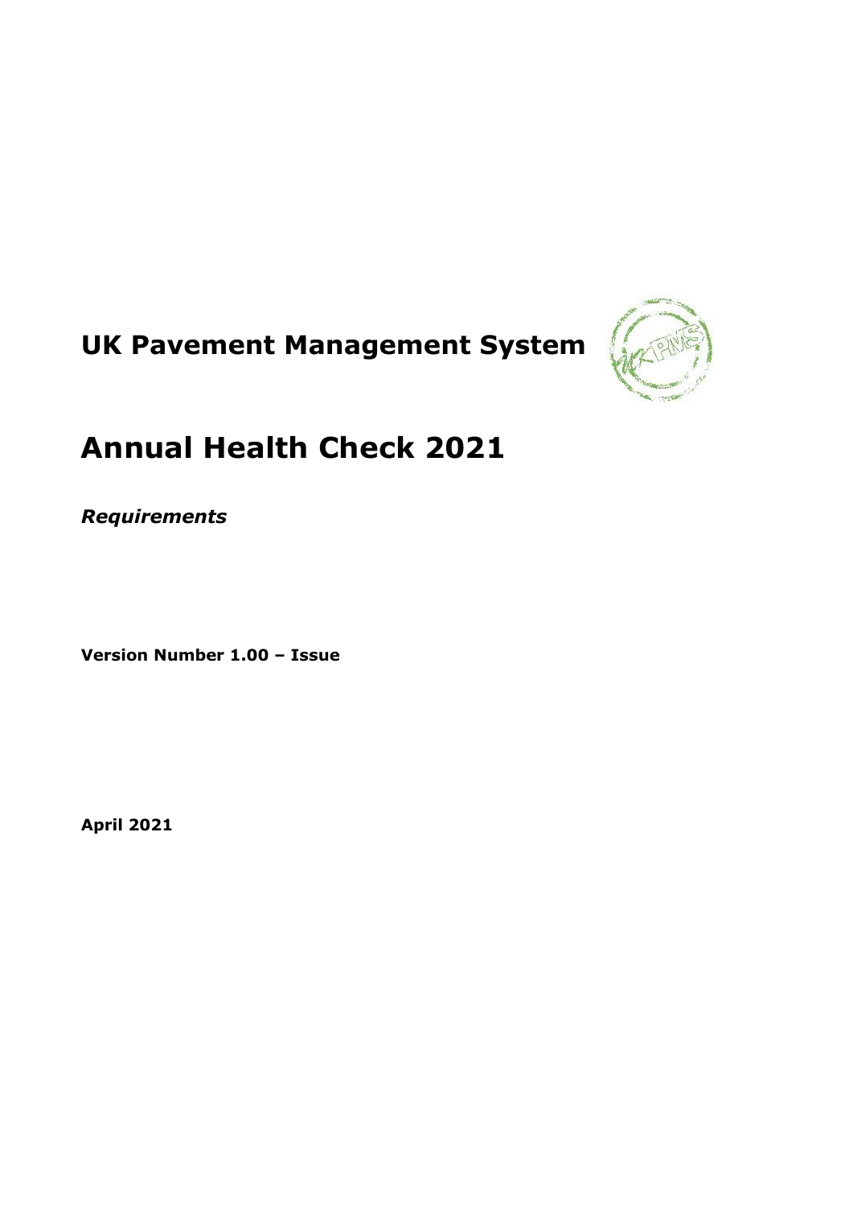# UK Pavement Management System

# Annual Health Check 2021

***Requirements***

**Version Number 1.00 – Issue**

**April 2021**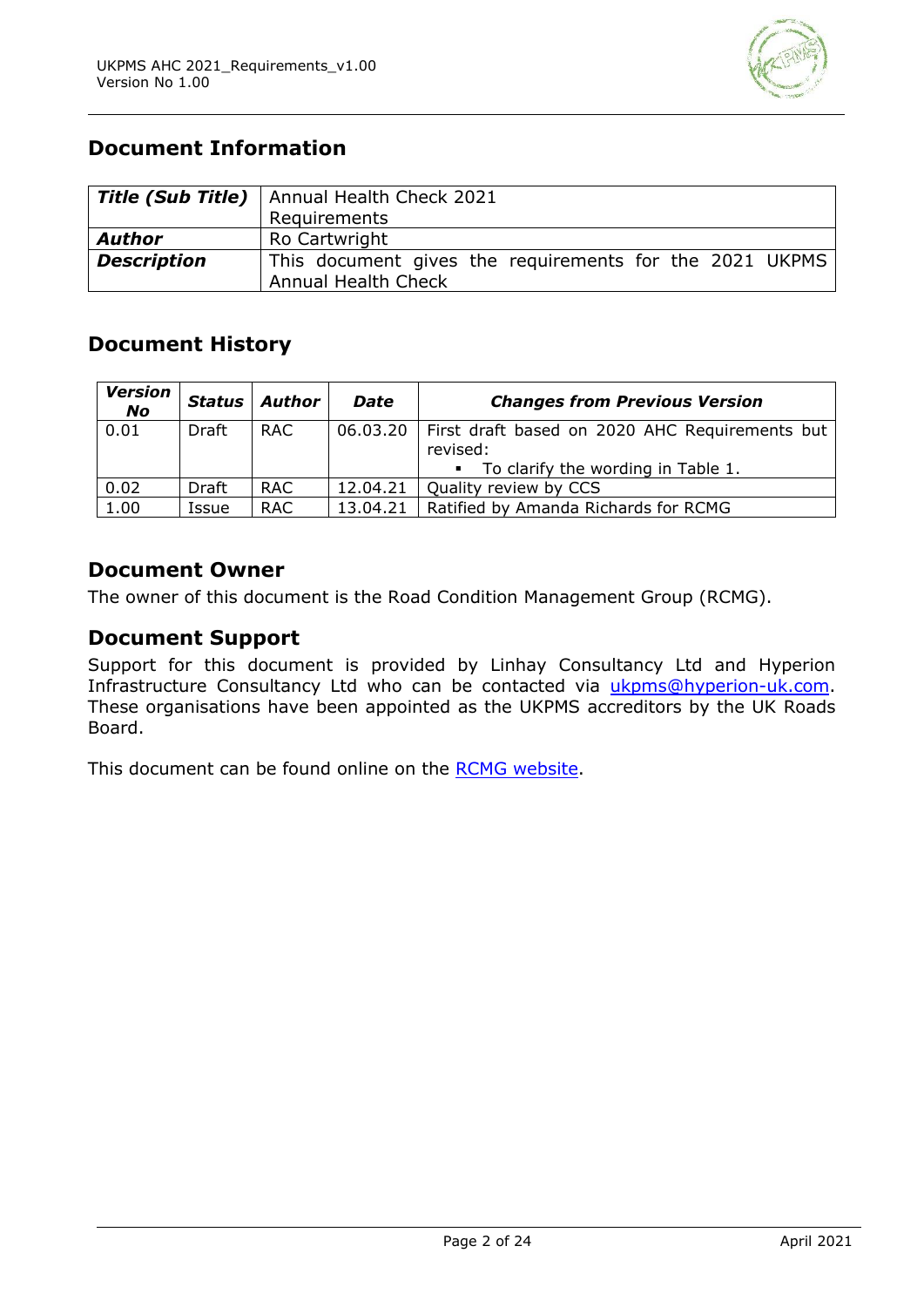## Document Information

| **Title (Sub Title)** | Annual Health Check 2021 Requirements |
|---|---|
| **Author** | Ro Cartwright |
| **Description** | This document gives the requirements for the 2021 UKPMS Annual Health Check |

## Document History

| Version No | Status | Author | Date | Changes from Previous Version |
|---|---|---|---|---|
| 0.01 | Draft | RAC | 06.03.20 | First draft based on 2020 AHC Requirements but revised:<br>▪ To clarify the wording in Table 1. |
| 0.02 | Draft | RAC | 12.04.21 | Quality review by CCS |
| 1.00 | Issue | RAC | 13.04.21 | Ratified by Amanda Richards for RCMG |

## Document Owner

The owner of this document is the Road Condition Management Group (RCMG).

## Document Support

Support for this document is provided by Linhay Consultancy Ltd and Hyperion Infrastructure Consultancy Ltd who can be contacted via [ukpms@hyperion-uk.com](mailto:ukpms@hyperion-uk.com). These organisations have been appointed as the UKPMS accreditors by the UK Roads Board.

This document can be found online on the [RCMG website]().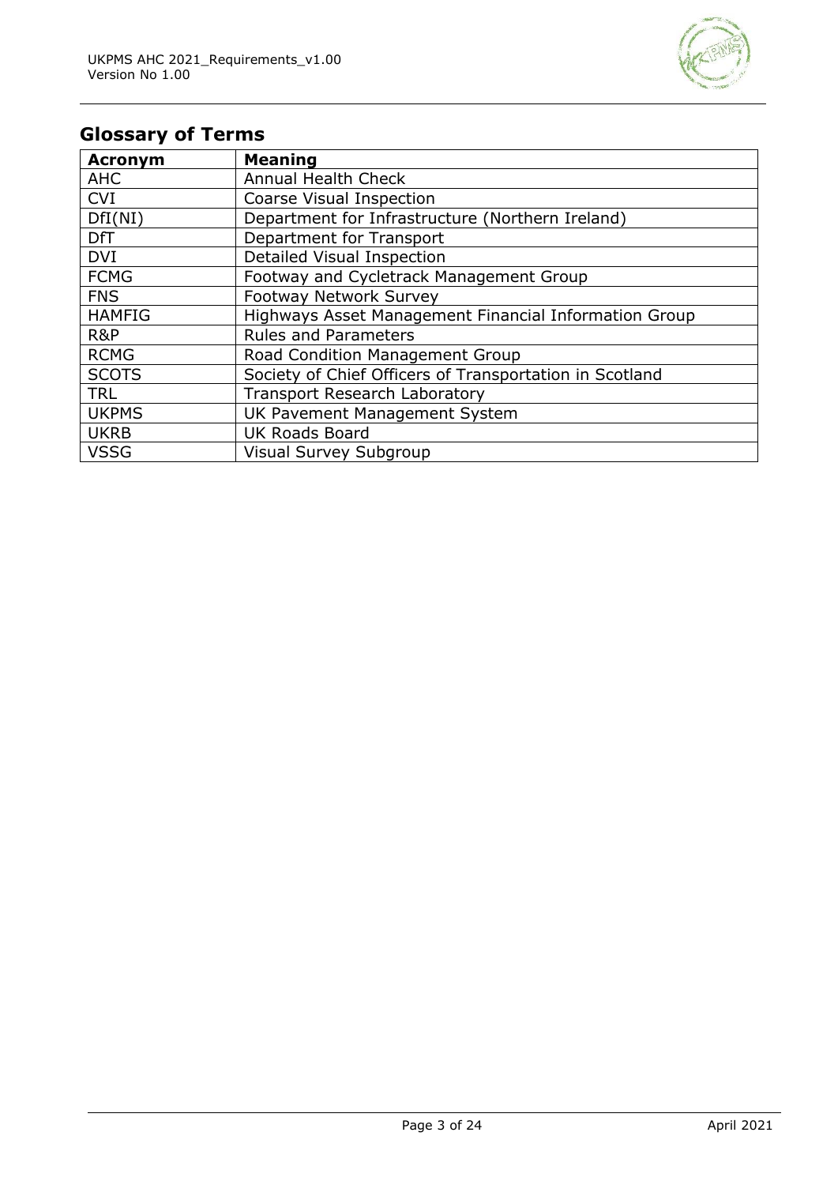## Glossary of Terms

| Acronym | Meaning |
|---|---|
| AHC | Annual Health Check |
| CVI | Coarse Visual Inspection |
| DfI(NI) | Department for Infrastructure (Northern Ireland) |
| DfT | Department for Transport |
| DVI | Detailed Visual Inspection |
| FCMG | Footway and Cycletrack Management Group |
| FNS | Footway Network Survey |
| HAMFIG | Highways Asset Management Financial Information Group |
| R&P | Rules and Parameters |
| RCMG | Road Condition Management Group |
| SCOTS | Society of Chief Officers of Transportation in Scotland |
| TRL | Transport Research Laboratory |
| UKPMS | UK Pavement Management System |
| UKRB | UK Roads Board |
| VSSG | Visual Survey Subgroup |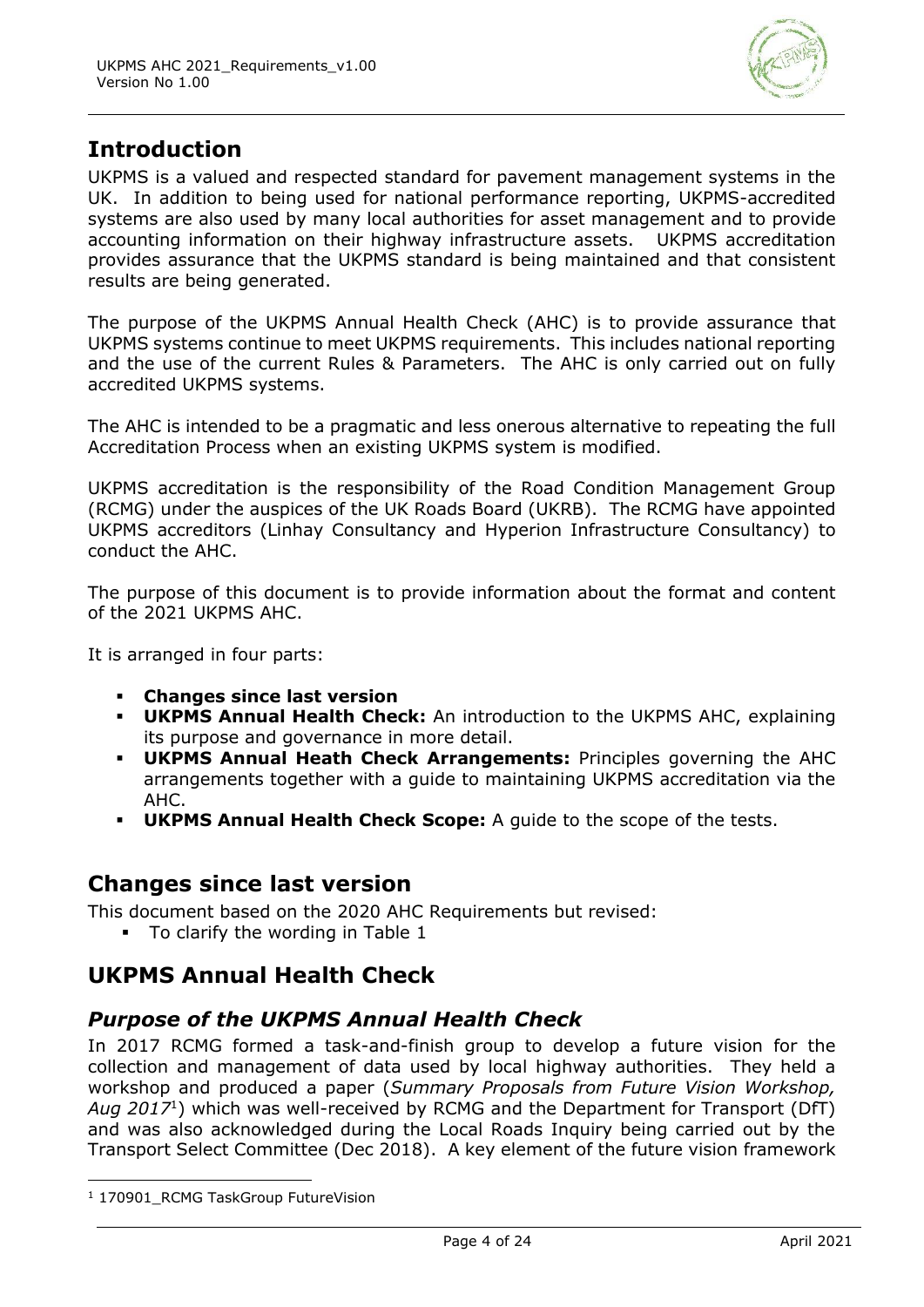## Introduction

UKPMS is a valued and respected standard for pavement management systems in the UK. In addition to being used for national performance reporting, UKPMS-accredited systems are also used by many local authorities for asset management and to provide accounting information on their highway infrastructure assets. UKPMS accreditation provides assurance that the UKPMS standard is being maintained and that consistent results are being generated.

The purpose of the UKPMS Annual Health Check (AHC) is to provide assurance that UKPMS systems continue to meet UKPMS requirements. This includes national reporting and the use of the current Rules & Parameters. The AHC is only carried out on fully accredited UKPMS systems.

The AHC is intended to be a pragmatic and less onerous alternative to repeating the full Accreditation Process when an existing UKPMS system is modified.

UKPMS accreditation is the responsibility of the Road Condition Management Group (RCMG) under the auspices of the UK Roads Board (UKRB). The RCMG have appointed UKPMS accreditors (Linhay Consultancy and Hyperion Infrastructure Consultancy) to conduct the AHC.

The purpose of this document is to provide information about the format and content of the 2021 UKPMS AHC.

It is arranged in four parts:

- **Changes since last version**
- **UKPMS Annual Health Check:** An introduction to the UKPMS AHC, explaining its purpose and governance in more detail.
- **UKPMS Annual Heath Check Arrangements:** Principles governing the AHC arrangements together with a guide to maintaining UKPMS accreditation via the AHC.
- **UKPMS Annual Health Check Scope:** A guide to the scope of the tests.

## Changes since last version

This document based on the 2020 AHC Requirements but revised:

- To clarify the wording in Table 1

## UKPMS Annual Health Check

### *Purpose of the UKPMS Annual Health Check*

In 2017 RCMG formed a task-and-finish group to develop a future vision for the collection and management of data used by local highway authorities. They held a workshop and produced a paper (*Summary Proposals from Future Vision Workshop, Aug 2017*[1]) which was well-received by RCMG and the Department for Transport (DfT) and was also acknowledged during the Local Roads Inquiry being carried out by the Transport Select Committee (Dec 2018). A key element of the future vision framework

[1] 170901_RCMG TaskGroup FutureVision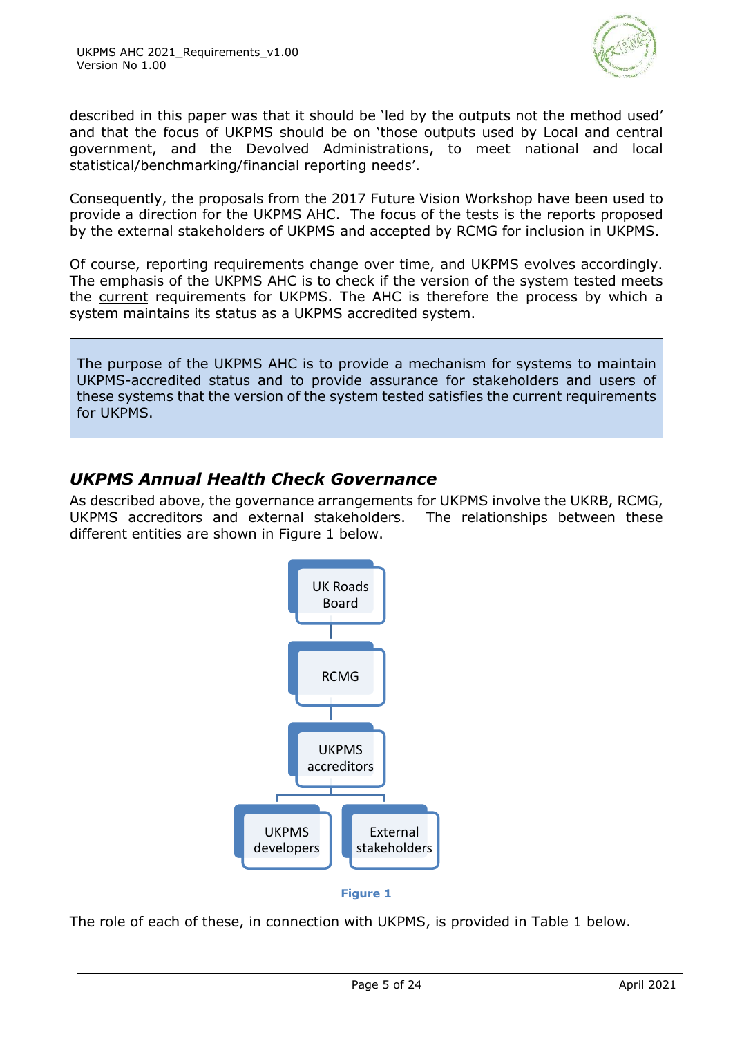described in this paper was that it should be 'led by the outputs not the method used' and that the focus of UKPMS should be on 'those outputs used by Local and central government, and the Devolved Administrations, to meet national and local statistical/benchmarking/financial reporting needs'.

Consequently, the proposals from the 2017 Future Vision Workshop have been used to provide a direction for the UKPMS AHC. The focus of the tests is the reports proposed by the external stakeholders of UKPMS and accepted by RCMG for inclusion in UKPMS.

Of course, reporting requirements change over time, and UKPMS evolves accordingly. The emphasis of the UKPMS AHC is to check if the version of the system tested meets the current requirements for UKPMS. The AHC is therefore the process by which a system maintains its status as a UKPMS accredited system.

> The purpose of the UKPMS AHC is to provide a mechanism for systems to maintain UKPMS-accredited status and to provide assurance for stakeholders and users of these systems that the version of the system tested satisfies the current requirements for UKPMS.

## *UKPMS Annual Health Check Governance*

As described above, the governance arrangements for UKPMS involve the UKRB, RCMG, UKPMS accreditors and external stakeholders. The relationships between these different entities are shown in Figure 1 below.

UK Roads Board → RCMG → UKPMS accreditors → UKPMS developers / External stakeholders

**Figure 1**

The role of each of these, in connection with UKPMS, is provided in Table 1 below.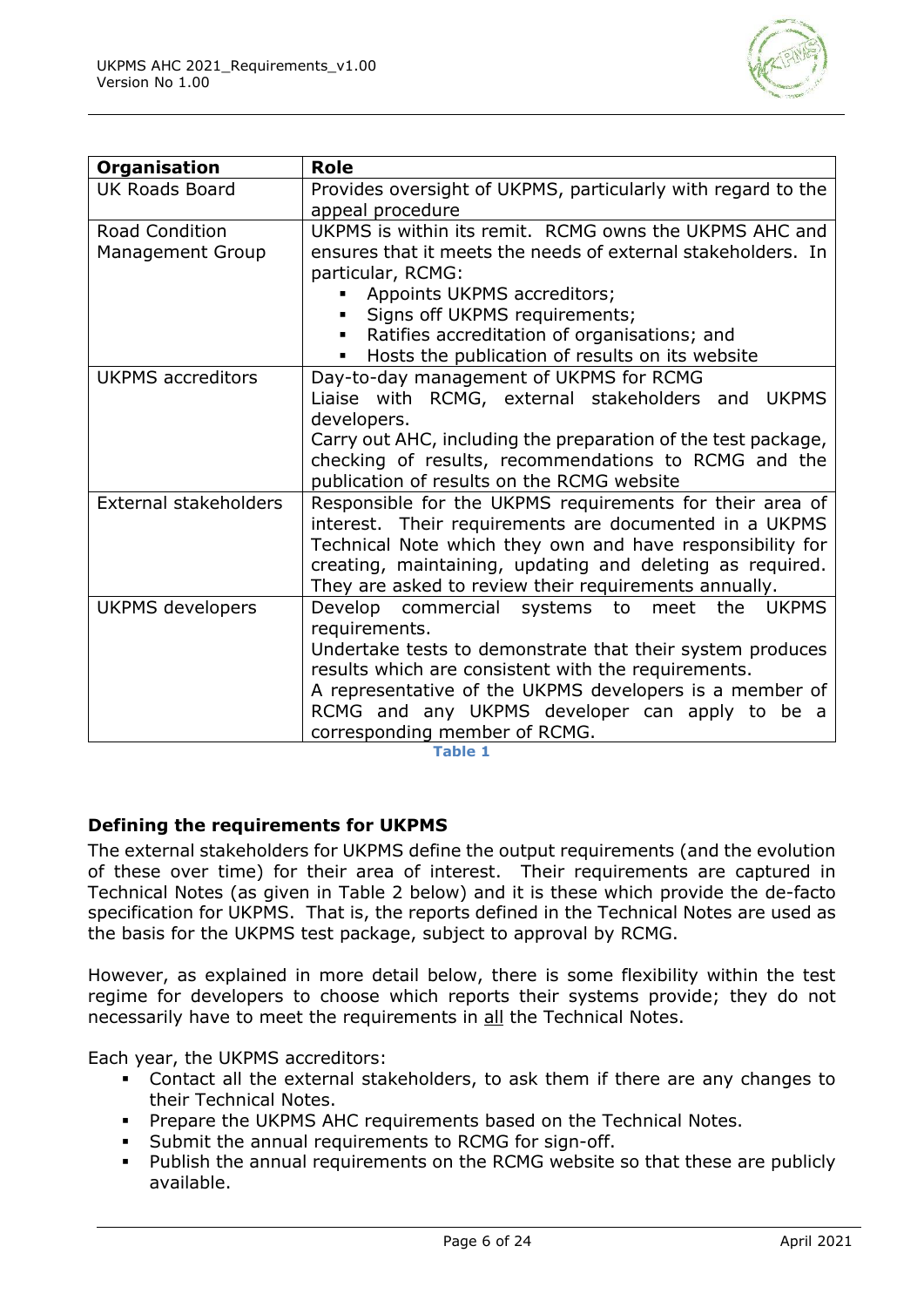| Organisation | Role |
|---|---|
| UK Roads Board | Provides oversight of UKPMS, particularly with regard to the appeal procedure |
| Road Condition Management Group | UKPMS is within its remit. RCMG owns the UKPMS AHC and ensures that it meets the needs of external stakeholders. In particular, RCMG:<br>▪ Appoints UKPMS accreditors;<br>▪ Signs off UKPMS requirements;<br>▪ Ratifies accreditation of organisations; and<br>▪ Hosts the publication of results on its website |
| UKPMS accreditors | Day-to-day management of UKPMS for RCMG<br>Liaise with RCMG, external stakeholders and UKPMS developers.<br>Carry out AHC, including the preparation of the test package, checking of results, recommendations to RCMG and the publication of results on the RCMG website |
| External stakeholders | Responsible for the UKPMS requirements for their area of interest. Their requirements are documented in a UKPMS Technical Note which they own and have responsibility for creating, maintaining, updating and deleting as required. They are asked to review their requirements annually. |
| UKPMS developers | Develop commercial systems to meet the UKPMS requirements.<br>Undertake tests to demonstrate that their system produces results which are consistent with the requirements.<br>A representative of the UKPMS developers is a member of RCMG and any UKPMS developer can apply to be a corresponding member of RCMG. |

**Table 1**

### Defining the requirements for UKPMS

The external stakeholders for UKPMS define the output requirements (and the evolution of these over time) for their area of interest. Their requirements are captured in Technical Notes (as given in Table 2 below) and it is these which provide the de-facto specification for UKPMS. That is, the reports defined in the Technical Notes are used as the basis for the UKPMS test package, subject to approval by RCMG.

However, as explained in more detail below, there is some flexibility within the test regime for developers to choose which reports their systems provide; they do not necessarily have to meet the requirements in all the Technical Notes.

Each year, the UKPMS accreditors:

- Contact all the external stakeholders, to ask them if there are any changes to their Technical Notes.
- Prepare the UKPMS AHC requirements based on the Technical Notes.
- Submit the annual requirements to RCMG for sign-off.
- Publish the annual requirements on the RCMG website so that these are publicly available.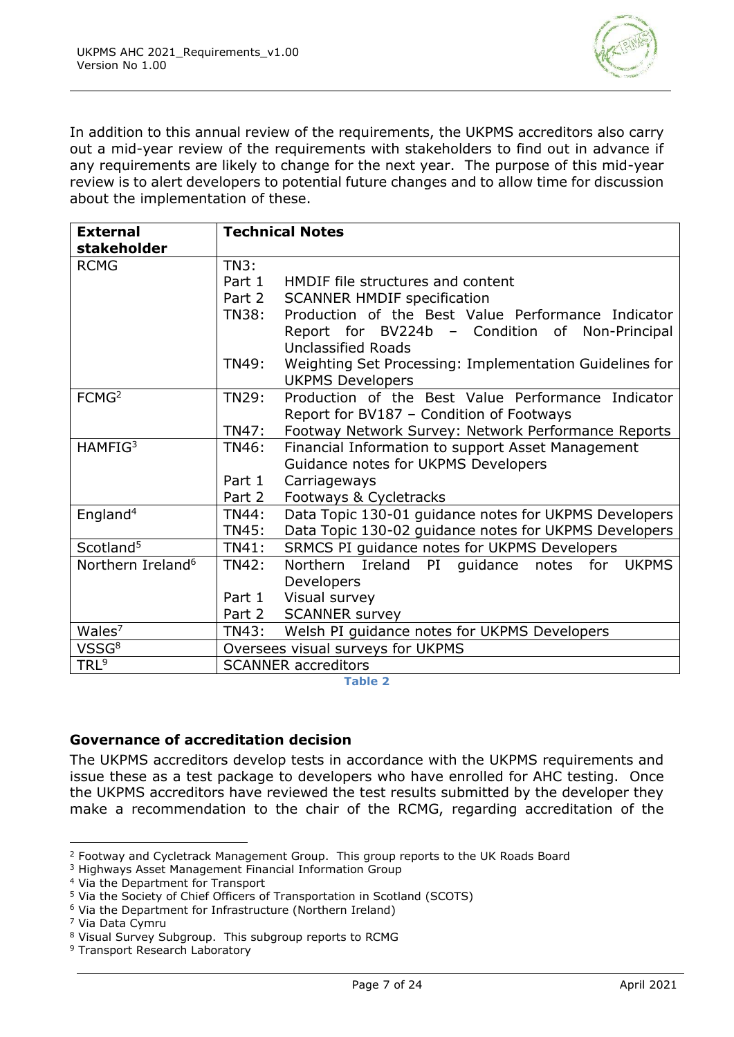In addition to this annual review of the requirements, the UKPMS accreditors also carry out a mid-year review of the requirements with stakeholders to find out in advance if any requirements are likely to change for the next year. The purpose of this mid-year review is to alert developers to potential future changes and to allow time for discussion about the implementation of these.

| External stakeholder | Technical Notes |
|---|---|
| RCMG | TN3:<br>Part 1 HMDIF file structures and content<br>Part 2 SCANNER HMDIF specification<br>TN38: Production of the Best Value Performance Indicator Report for BV224b – Condition of Non-Principal Unclassified Roads<br>TN49: Weighting Set Processing: Implementation Guidelines for UKPMS Developers |
| FCMG[2] | TN29: Production of the Best Value Performance Indicator Report for BV187 – Condition of Footways<br>TN47: Footway Network Survey: Network Performance Reports |
| HAMFIG[3] | TN46: Financial Information to support Asset Management Guidance notes for UKPMS Developers<br>Part 1 Carriageways<br>Part 2 Footways & Cycletracks |
| England[4] | TN44: Data Topic 130-01 guidance notes for UKPMS Developers<br>TN45: Data Topic 130-02 guidance notes for UKPMS Developers |
| Scotland[5] | TN41: SRMCS PI guidance notes for UKPMS Developers |
| Northern Ireland[6] | TN42: Northern Ireland PI guidance notes for UKPMS Developers<br>Part 1 Visual survey<br>Part 2 SCANNER survey |
| Wales[7] | TN43: Welsh PI guidance notes for UKPMS Developers |
| VSSG[8] | Oversees visual surveys for UKPMS |
| TRL[9] | SCANNER accreditors |

Table 2

### Governance of accreditation decision

The UKPMS accreditors develop tests in accordance with the UKPMS requirements and issue these as a test package to developers who have enrolled for AHC testing. Once the UKPMS accreditors have reviewed the test results submitted by the developer they make a recommendation to the chair of the RCMG, regarding accreditation of the

[2] Footway and Cycletrack Management Group. This group reports to the UK Roads Board
[3] Highways Asset Management Financial Information Group
[4] Via the Department for Transport
[5] Via the Society of Chief Officers of Transportation in Scotland (SCOTS)
[6] Via the Department for Infrastructure (Northern Ireland)
[7] Via Data Cymru
[8] Visual Survey Subgroup. This subgroup reports to RCMG
[9] Transport Research Laboratory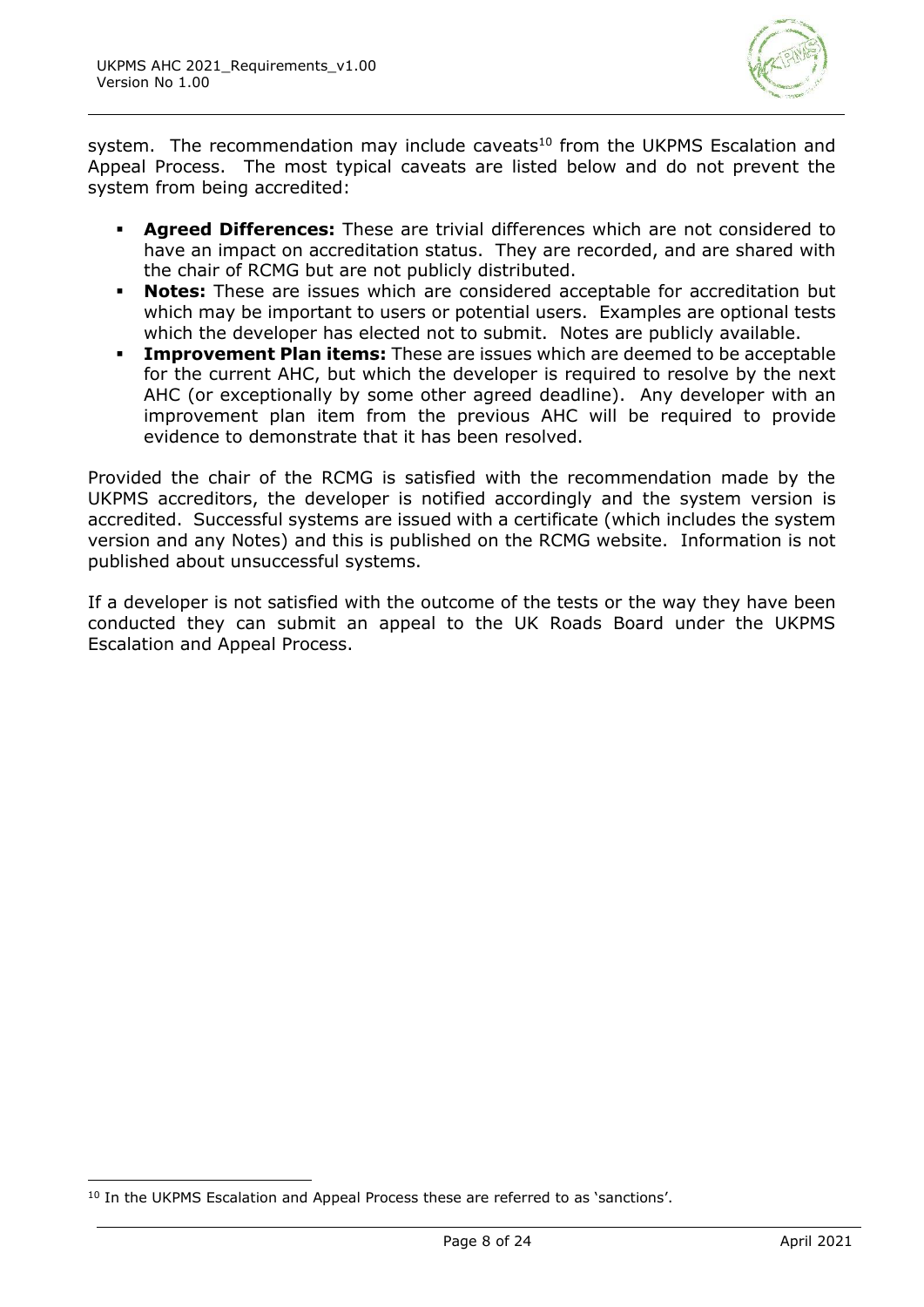system. The recommendation may include caveats[10] from the UKPMS Escalation and Appeal Process. The most typical caveats are listed below and do not prevent the system from being accredited:

- **Agreed Differences:** These are trivial differences which are not considered to have an impact on accreditation status. They are recorded, and are shared with the chair of RCMG but are not publicly distributed.
- **Notes:** These are issues which are considered acceptable for accreditation but which may be important to users or potential users. Examples are optional tests which the developer has elected not to submit. Notes are publicly available.
- **Improvement Plan items:** These are issues which are deemed to be acceptable for the current AHC, but which the developer is required to resolve by the next AHC (or exceptionally by some other agreed deadline). Any developer with an improvement plan item from the previous AHC will be required to provide evidence to demonstrate that it has been resolved.

Provided the chair of the RCMG is satisfied with the recommendation made by the UKPMS accreditors, the developer is notified accordingly and the system version is accredited. Successful systems are issued with a certificate (which includes the system version and any Notes) and this is published on the RCMG website. Information is not published about unsuccessful systems.

If a developer is not satisfied with the outcome of the tests or the way they have been conducted they can submit an appeal to the UK Roads Board under the UKPMS Escalation and Appeal Process.

[10] In the UKPMS Escalation and Appeal Process these are referred to as 'sanctions'.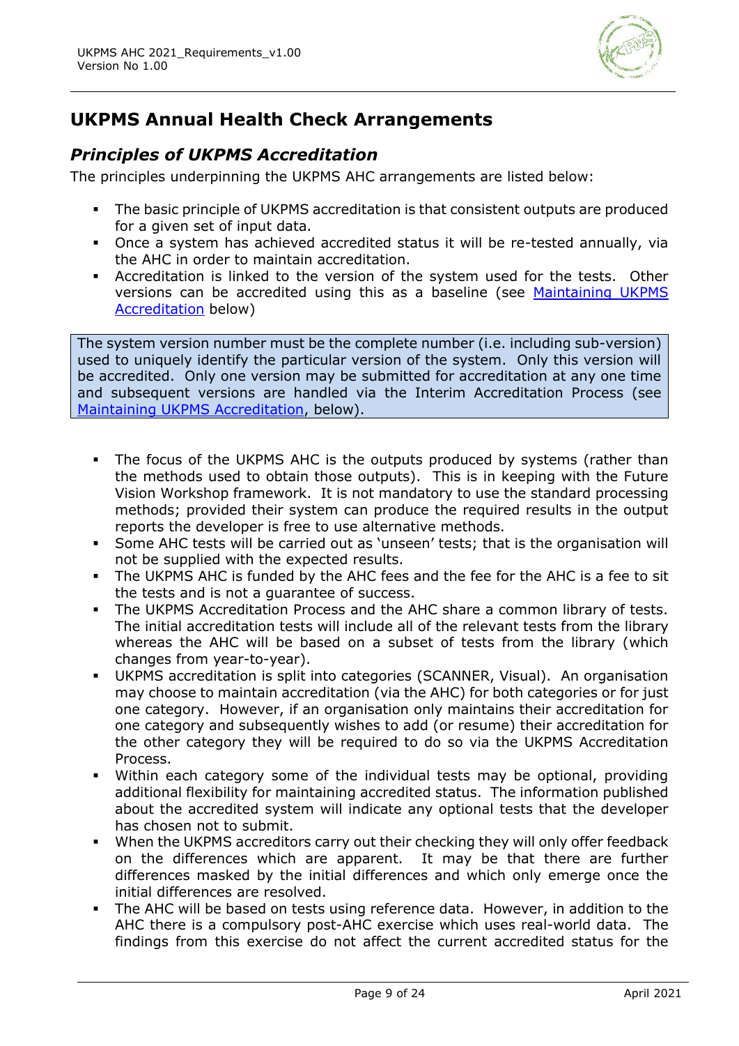## UKPMS Annual Health Check Arrangements

### *Principles of UKPMS Accreditation*

The principles underpinning the UKPMS AHC arrangements are listed below:

- The basic principle of UKPMS accreditation is that consistent outputs are produced for a given set of input data.
- Once a system has achieved accredited status it will be re-tested annually, via the AHC in order to maintain accreditation.
- Accreditation is linked to the version of the system used for the tests. Other versions can be accredited using this as a baseline (see Maintaining UKPMS Accreditation below)

> The system version number must be the complete number (i.e. including sub-version) used to uniquely identify the particular version of the system. Only this version will be accredited. Only one version may be submitted for accreditation at any one time and subsequent versions are handled via the Interim Accreditation Process (see Maintaining UKPMS Accreditation, below).

- The focus of the UKPMS AHC is the outputs produced by systems (rather than the methods used to obtain those outputs). This is in keeping with the Future Vision Workshop framework. It is not mandatory to use the standard processing methods; provided their system can produce the required results in the output reports the developer is free to use alternative methods.
- Some AHC tests will be carried out as 'unseen' tests; that is the organisation will not be supplied with the expected results.
- The UKPMS AHC is funded by the AHC fees and the fee for the AHC is a fee to sit the tests and is not a guarantee of success.
- The UKPMS Accreditation Process and the AHC share a common library of tests. The initial accreditation tests will include all of the relevant tests from the library whereas the AHC will be based on a subset of tests from the library (which changes from year-to-year).
- UKPMS accreditation is split into categories (SCANNER, Visual). An organisation may choose to maintain accreditation (via the AHC) for both categories or for just one category. However, if an organisation only maintains their accreditation for one category and subsequently wishes to add (or resume) their accreditation for the other category they will be required to do so via the UKPMS Accreditation Process.
- Within each category some of the individual tests may be optional, providing additional flexibility for maintaining accredited status. The information published about the accredited system will indicate any optional tests that the developer has chosen not to submit.
- When the UKPMS accreditors carry out their checking they will only offer feedback on the differences which are apparent. It may be that there are further differences masked by the initial differences and which only emerge once the initial differences are resolved.
- The AHC will be based on tests using reference data. However, in addition to the AHC there is a compulsory post-AHC exercise which uses real-world data. The findings from this exercise do not affect the current accredited status for the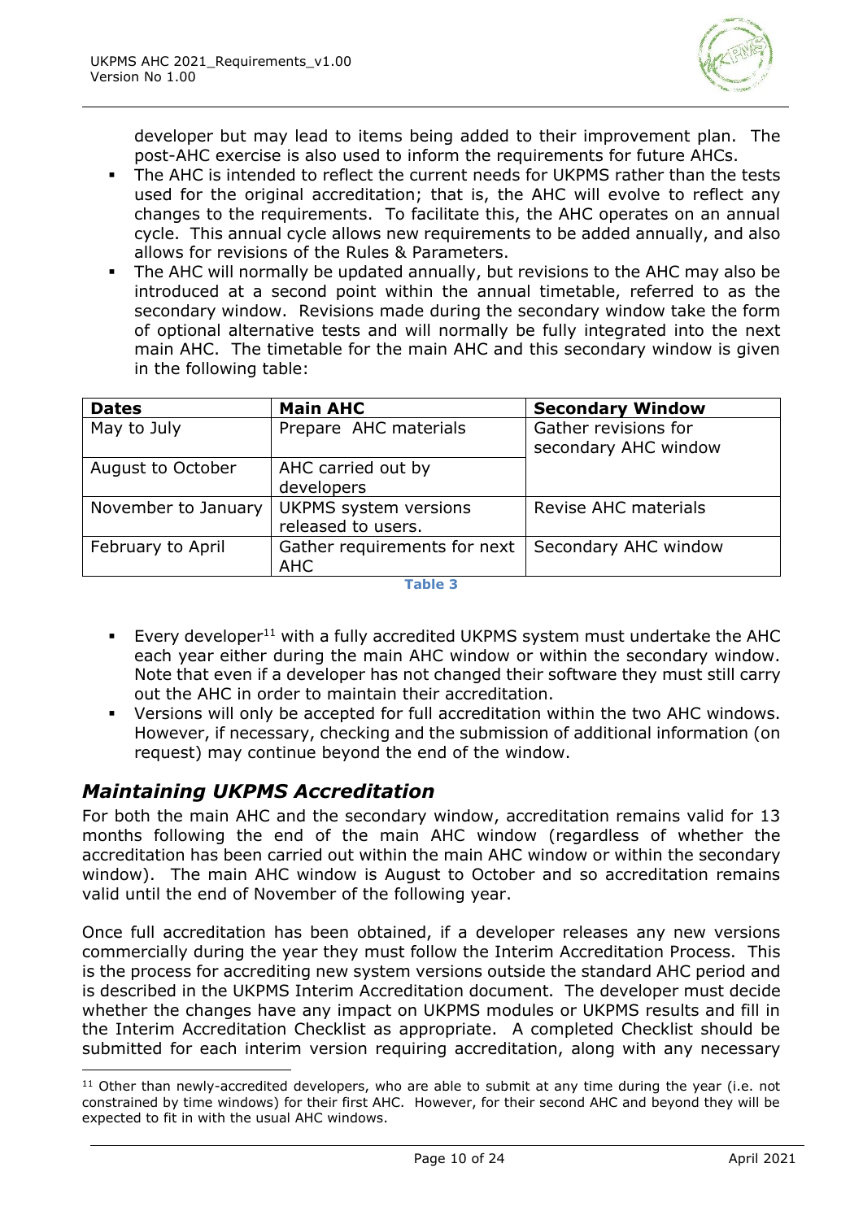developer but may lead to items being added to their improvement plan. The post-AHC exercise is also used to inform the requirements for future AHCs.

- The AHC is intended to reflect the current needs for UKPMS rather than the tests used for the original accreditation; that is, the AHC will evolve to reflect any changes to the requirements. To facilitate this, the AHC operates on an annual cycle. This annual cycle allows new requirements to be added annually, and also allows for revisions of the Rules & Parameters.
- The AHC will normally be updated annually, but revisions to the AHC may also be introduced at a second point within the annual timetable, referred to as the secondary window. Revisions made during the secondary window take the form of optional alternative tests and will normally be fully integrated into the next main AHC. The timetable for the main AHC and this secondary window is given in the following table:

| Dates | Main AHC | Secondary Window |
|---|---|---|
| May to July | Prepare AHC materials | Gather revisions for secondary AHC window |
| August to October | AHC carried out by developers | |
| November to January | UKPMS system versions released to users. | Revise AHC materials |
| February to April | Gather requirements for next AHC | Secondary AHC window |

Table 3

- Every developer[11] with a fully accredited UKPMS system must undertake the AHC each year either during the main AHC window or within the secondary window. Note that even if a developer has not changed their software they must still carry out the AHC in order to maintain their accreditation.
- Versions will only be accepted for full accreditation within the two AHC windows. However, if necessary, checking and the submission of additional information (on request) may continue beyond the end of the window.

## *Maintaining UKPMS Accreditation*

For both the main AHC and the secondary window, accreditation remains valid for 13 months following the end of the main AHC window (regardless of whether the accreditation has been carried out within the main AHC window or within the secondary window). The main AHC window is August to October and so accreditation remains valid until the end of November of the following year.

Once full accreditation has been obtained, if a developer releases any new versions commercially during the year they must follow the Interim Accreditation Process. This is the process for accrediting new system versions outside the standard AHC period and is described in the UKPMS Interim Accreditation document. The developer must decide whether the changes have any impact on UKPMS modules or UKPMS results and fill in the Interim Accreditation Checklist as appropriate. A completed Checklist should be submitted for each interim version requiring accreditation, along with any necessary

[11] Other than newly-accredited developers, who are able to submit at any time during the year (i.e. not constrained by time windows) for their first AHC. However, for their second AHC and beyond they will be expected to fit in with the usual AHC windows.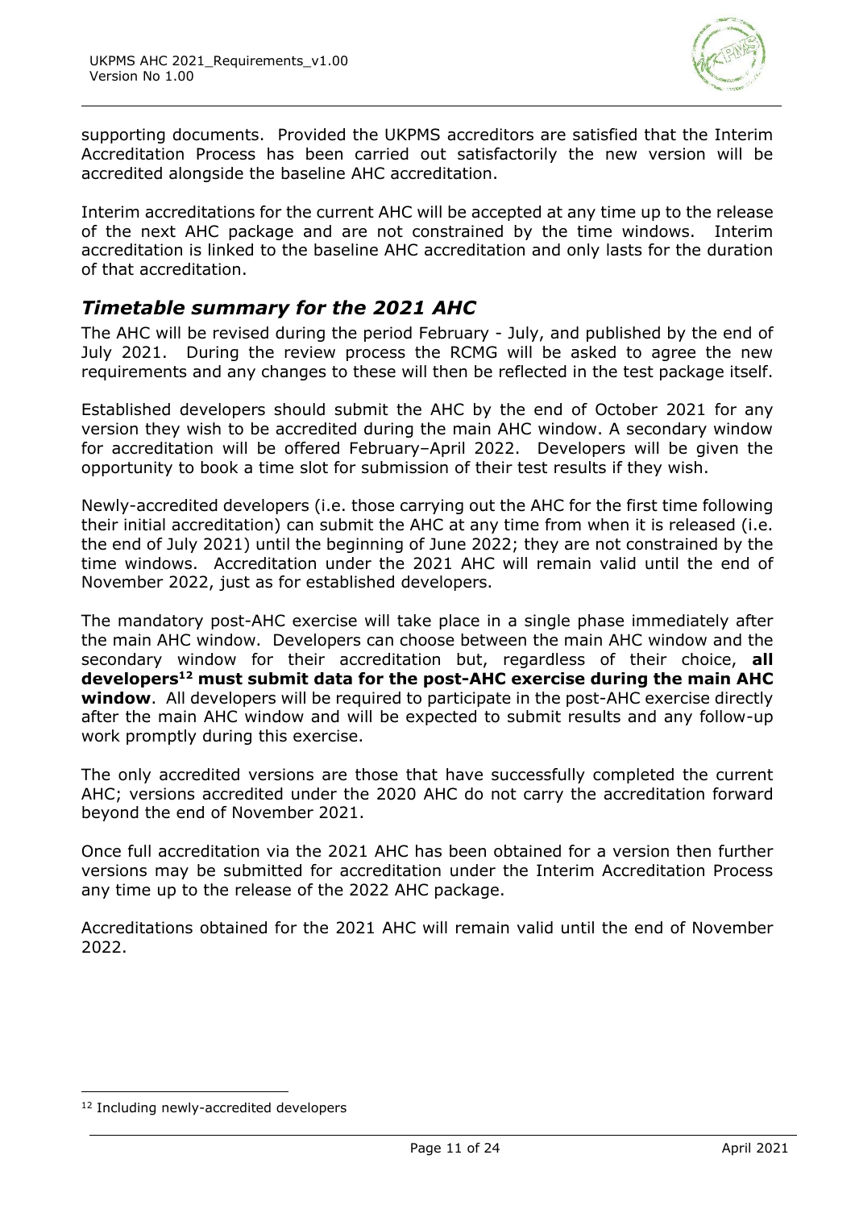supporting documents. Provided the UKPMS accreditors are satisfied that the Interim Accreditation Process has been carried out satisfactorily the new version will be accredited alongside the baseline AHC accreditation.

Interim accreditations for the current AHC will be accepted at any time up to the release of the next AHC package and are not constrained by the time windows. Interim accreditation is linked to the baseline AHC accreditation and only lasts for the duration of that accreditation.

## *Timetable summary for the 2021 AHC*

The AHC will be revised during the period February - July, and published by the end of July 2021. During the review process the RCMG will be asked to agree the new requirements and any changes to these will then be reflected in the test package itself.

Established developers should submit the AHC by the end of October 2021 for any version they wish to be accredited during the main AHC window. A secondary window for accreditation will be offered February–April 2022. Developers will be given the opportunity to book a time slot for submission of their test results if they wish.

Newly-accredited developers (i.e. those carrying out the AHC for the first time following their initial accreditation) can submit the AHC at any time from when it is released (i.e. the end of July 2021) until the beginning of June 2022; they are not constrained by the time windows. Accreditation under the 2021 AHC will remain valid until the end of November 2022, just as for established developers.

The mandatory post-AHC exercise will take place in a single phase immediately after the main AHC window. Developers can choose between the main AHC window and the secondary window for their accreditation but, regardless of their choice, **all developers[12] must submit data for the post-AHC exercise during the main AHC window**. All developers will be required to participate in the post-AHC exercise directly after the main AHC window and will be expected to submit results and any follow-up work promptly during this exercise.

The only accredited versions are those that have successfully completed the current AHC; versions accredited under the 2020 AHC do not carry the accreditation forward beyond the end of November 2021.

Once full accreditation via the 2021 AHC has been obtained for a version then further versions may be submitted for accreditation under the Interim Accreditation Process any time up to the release of the 2022 AHC package.

Accreditations obtained for the 2021 AHC will remain valid until the end of November 2022.

[12] Including newly-accredited developers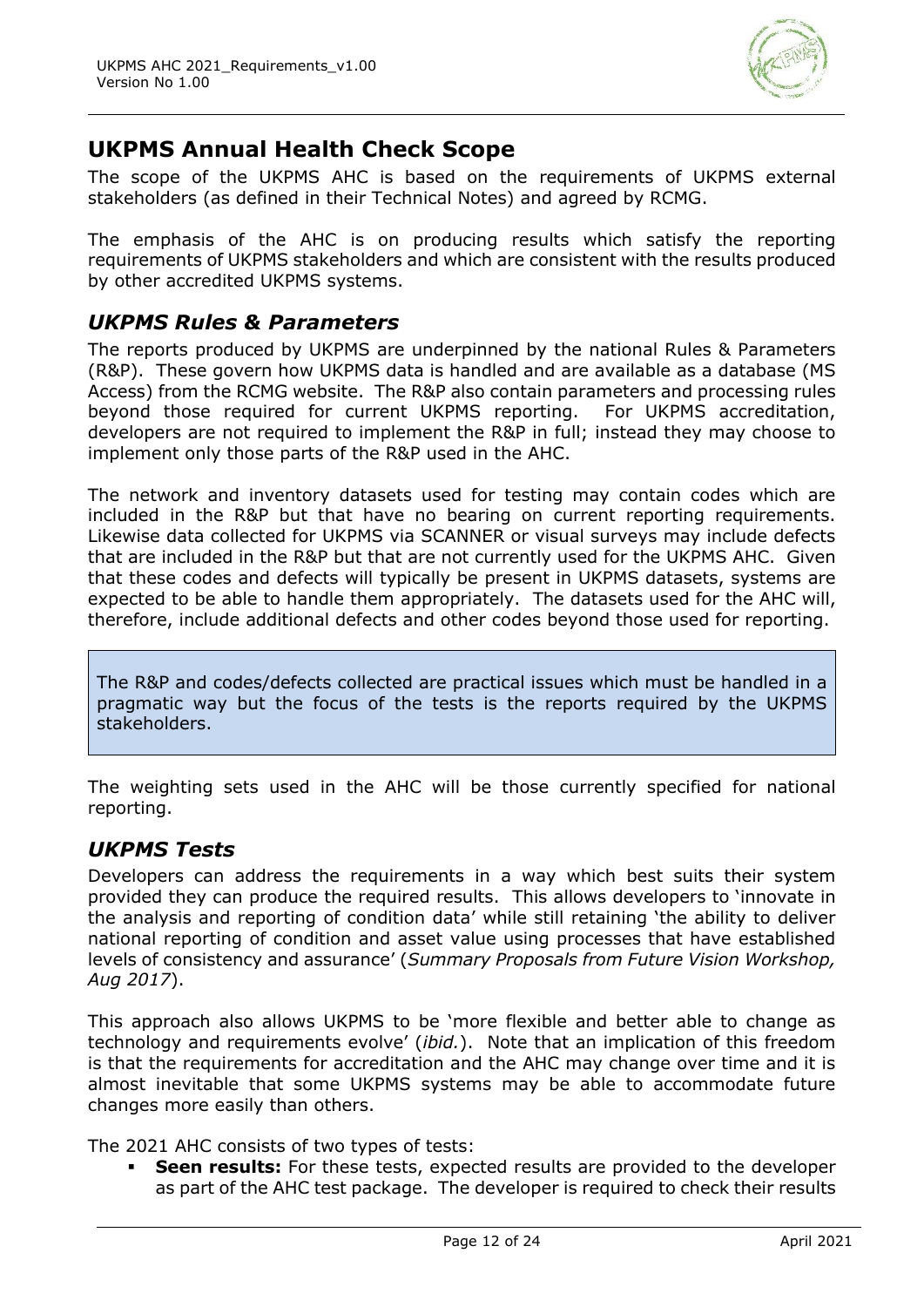## UKPMS Annual Health Check Scope

The scope of the UKPMS AHC is based on the requirements of UKPMS external stakeholders (as defined in their Technical Notes) and agreed by RCMG.

The emphasis of the AHC is on producing results which satisfy the reporting requirements of UKPMS stakeholders and which are consistent with the results produced by other accredited UKPMS systems.

### *UKPMS Rules & Parameters*

The reports produced by UKPMS are underpinned by the national Rules & Parameters (R&P). These govern how UKPMS data is handled and are available as a database (MS Access) from the RCMG website. The R&P also contain parameters and processing rules beyond those required for current UKPMS reporting. For UKPMS accreditation, developers are not required to implement the R&P in full; instead they may choose to implement only those parts of the R&P used in the AHC.

The network and inventory datasets used for testing may contain codes which are included in the R&P but that have no bearing on current reporting requirements. Likewise data collected for UKPMS via SCANNER or visual surveys may include defects that are included in the R&P but that are not currently used for the UKPMS AHC. Given that these codes and defects will typically be present in UKPMS datasets, systems are expected to be able to handle them appropriately. The datasets used for the AHC will, therefore, include additional defects and other codes beyond those used for reporting.

> The R&P and codes/defects collected are practical issues which must be handled in a pragmatic way but the focus of the tests is the reports required by the UKPMS stakeholders.

The weighting sets used in the AHC will be those currently specified for national reporting.

### *UKPMS Tests*

Developers can address the requirements in a way which best suits their system provided they can produce the required results. This allows developers to 'innovate in the analysis and reporting of condition data' while still retaining 'the ability to deliver national reporting of condition and asset value using processes that have established levels of consistency and assurance' (*Summary Proposals from Future Vision Workshop, Aug 2017*).

This approach also allows UKPMS to be 'more flexible and better able to change as technology and requirements evolve' (*ibid.*). Note that an implication of this freedom is that the requirements for accreditation and the AHC may change over time and it is almost inevitable that some UKPMS systems may be able to accommodate future changes more easily than others.

The 2021 AHC consists of two types of tests:

- **Seen results:** For these tests, expected results are provided to the developer as part of the AHC test package. The developer is required to check their results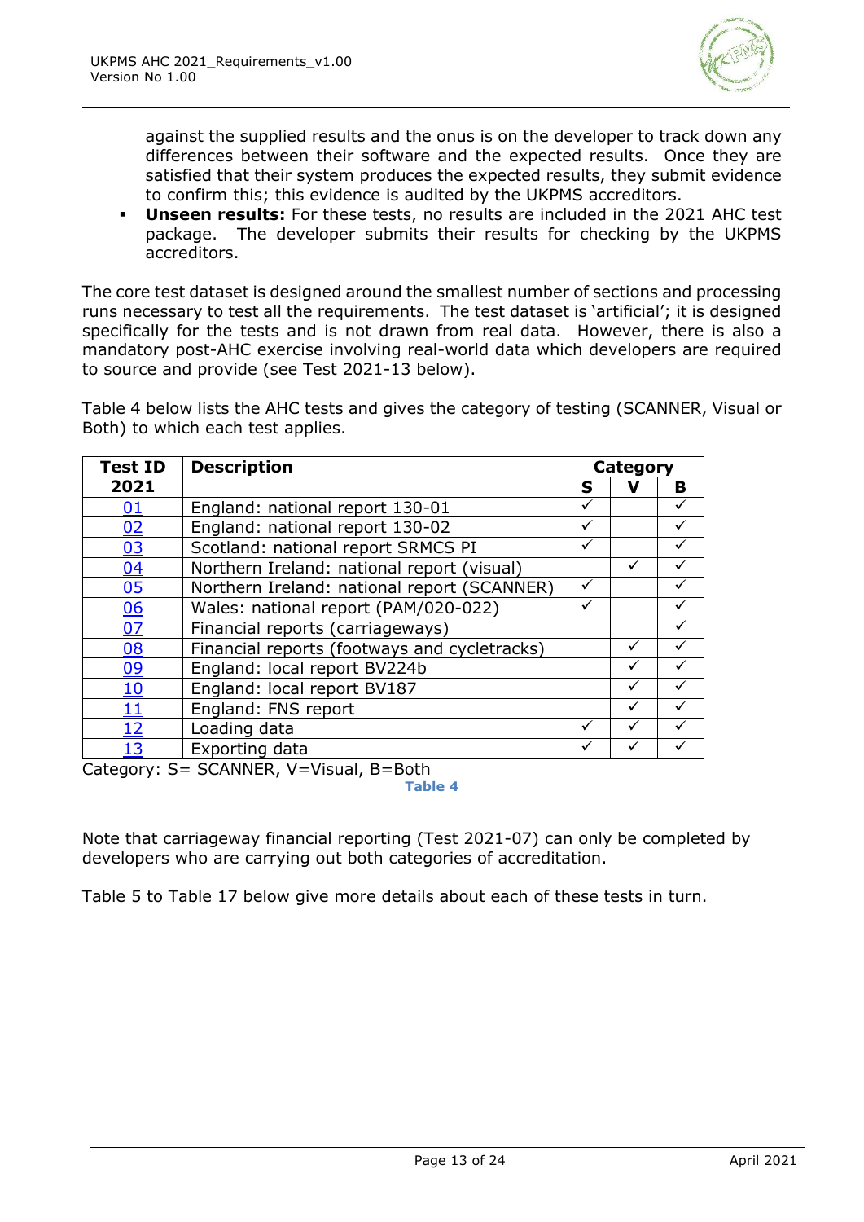against the supplied results and the onus is on the developer to track down any differences between their software and the expected results. Once they are satisfied that their system produces the expected results, they submit evidence to confirm this; this evidence is audited by the UKPMS accreditors.

- **Unseen results:** For these tests, no results are included in the 2021 AHC test package. The developer submits their results for checking by the UKPMS accreditors.

The core test dataset is designed around the smallest number of sections and processing runs necessary to test all the requirements. The test dataset is 'artificial'; it is designed specifically for the tests and is not drawn from real data. However, there is also a mandatory post-AHC exercise involving real-world data which developers are required to source and provide (see Test 2021-13 below).

Table 4 below lists the AHC tests and gives the category of testing (SCANNER, Visual or Both) to which each test applies.

| Test ID 2021 | Description | Category | | |
|---|---|---|---|---|
| | | S | V | B |
| 01 | England: national report 130-01 | ✓ | | ✓ |
| 02 | England: national report 130-02 | ✓ | | ✓ |
| 03 | Scotland: national report SRMCS PI | ✓ | | ✓ |
| 04 | Northern Ireland: national report (visual) | | ✓ | ✓ |
| 05 | Northern Ireland: national report (SCANNER) | ✓ | | ✓ |
| 06 | Wales: national report (PAM/020-022) | ✓ | | ✓ |
| 07 | Financial reports (carriageways) | | | ✓ |
| 08 | Financial reports (footways and cycletracks) | | ✓ | ✓ |
| 09 | England: local report BV224b | | ✓ | ✓ |
| 10 | England: local report BV187 | | ✓ | ✓ |
| 11 | England: FNS report | | ✓ | ✓ |
| 12 | Loading data | ✓ | ✓ | ✓ |
| 13 | Exporting data | ✓ | ✓ | ✓ |

Category: S= SCANNER, V=Visual, B=Both

**Table 4**

Note that carriageway financial reporting (Test 2021-07) can only be completed by developers who are carrying out both categories of accreditation.

Table 5 to Table 17 below give more details about each of these tests in turn.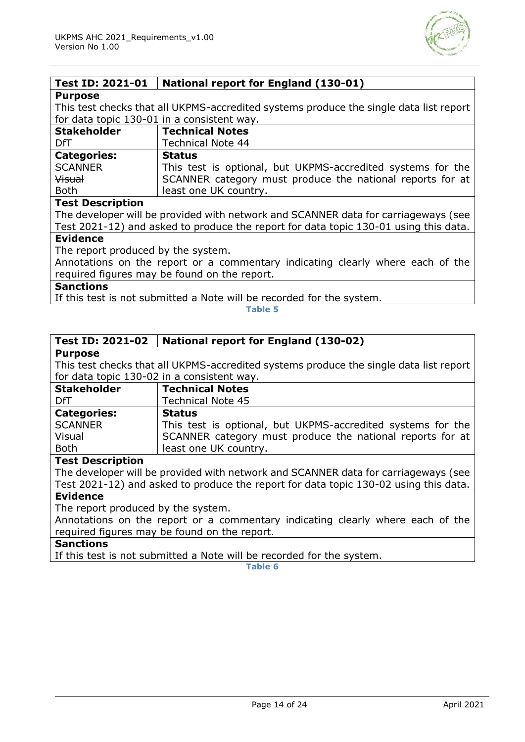| Test ID: 2021-01 | National report for England (130-01) |
|---|---|
| **Purpose** | |
| This test checks that all UKPMS-accredited systems produce the single data list report for data topic 130-01 in a consistent way. | |
| **Stakeholder** | **Technical Notes** |
| DfT | Technical Note 44 |
| **Categories:** | **Status** |
| SCANNER<br>~~Visual~~<br>Both | This test is optional, but UKPMS-accredited systems for the SCANNER category must produce the national reports for at least one UK country. |
| **Test Description** | |
| The developer will be provided with network and SCANNER data for carriageways (see Test 2021-12) and asked to produce the report for data topic 130-01 using this data. | |
| **Evidence** | |
| The report produced by the system.<br>Annotations on the report or a commentary indicating clearly where each of the required figures may be found on the report. | |
| **Sanctions** | |
| If this test is not submitted a Note will be recorded for the system. | |

Table 5

| Test ID: 2021-02 | National report for England (130-02) |
|---|---|
| **Purpose** | |
| This test checks that all UKPMS-accredited systems produce the single data list report for data topic 130-02 in a consistent way. | |
| **Stakeholder** | **Technical Notes** |
| DfT | Technical Note 45 |
| **Categories:** | **Status** |
| SCANNER<br>~~Visual~~<br>Both | This test is optional, but UKPMS-accredited systems for the SCANNER category must produce the national reports for at least one UK country. |
| **Test Description** | |
| The developer will be provided with network and SCANNER data for carriageways (see Test 2021-12) and asked to produce the report for data topic 130-02 using this data. | |
| **Evidence** | |
| The report produced by the system.<br>Annotations on the report or a commentary indicating clearly where each of the required figures may be found on the report. | |
| **Sanctions** | |
| If this test is not submitted a Note will be recorded for the system. | |

Table 6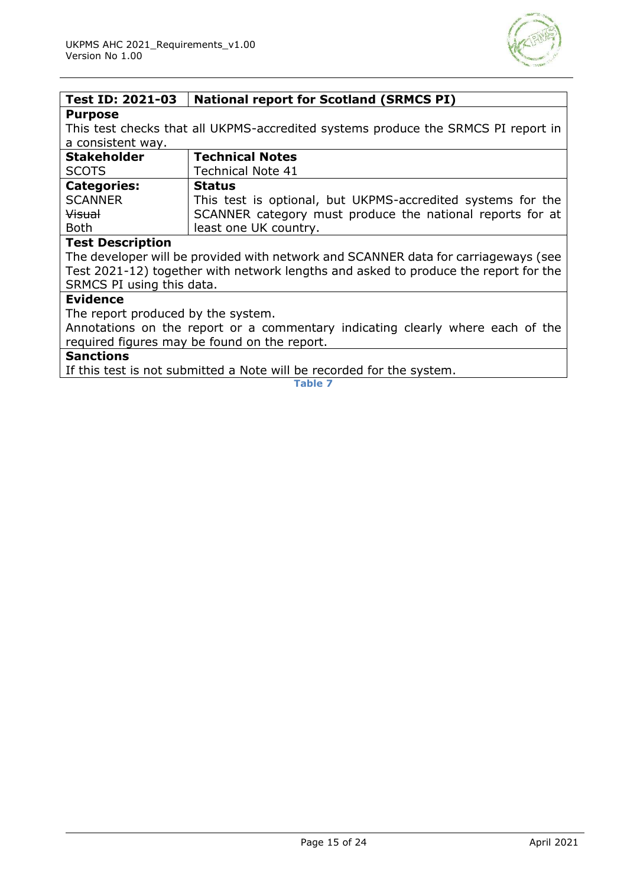| Test ID: 2021-03 | National report for Scotland (SRMCS PI) |
| --- | --- |
| **Purpose**<br>This test checks that all UKPMS-accredited systems produce the SRMCS PI report in a consistent way. | |
| **Stakeholder**<br>SCOTS | **Technical Notes**<br>Technical Note 41 |
| **Categories:**<br>SCANNER<br>~~Visual~~<br>Both | **Status**<br>This test is optional, but UKPMS-accredited systems for the SCANNER category must produce the national reports for at least one UK country. |
| **Test Description**<br>The developer will be provided with network and SCANNER data for carriageways (see Test 2021-12) together with network lengths and asked to produce the report for the SRMCS PI using this data. | |
| **Evidence**<br>The report produced by the system.<br>Annotations on the report or a commentary indicating clearly where each of the required figures may be found on the report. | |
| **Sanctions**<br>If this test is not submitted a Note will be recorded for the system. | |

Table 7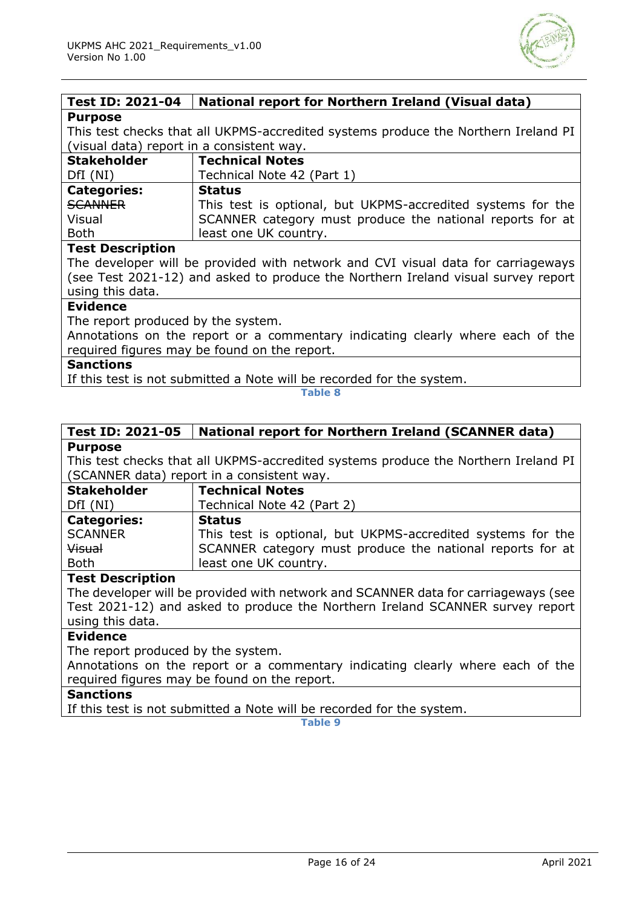| **Test ID: 2021-04** | **National report for Northern Ireland (Visual data)** |
|---|---|
| **Purpose**<br>This test checks that all UKPMS-accredited systems produce the Northern Ireland PI (visual data) report in a consistent way. | |
| **Stakeholder**<br>DfI (NI) | **Technical Notes**<br>Technical Note 42 (Part 1) |
| **Categories:**<br>~~SCANNER~~<br>Visual<br>Both | **Status**<br>This test is optional, but UKPMS-accredited systems for the SCANNER category must produce the national reports for at least one UK country. |
| **Test Description**<br>The developer will be provided with network and CVI visual data for carriageways (see Test 2021-12) and asked to produce the Northern Ireland visual survey report using this data. | |
| **Evidence**<br>The report produced by the system.<br>Annotations on the report or a commentary indicating clearly where each of the required figures may be found on the report. | |
| **Sanctions**<br>If this test is not submitted a Note will be recorded for the system. | |

Table 8

| **Test ID: 2021-05** | **National report for Northern Ireland (SCANNER data)** |
|---|---|
| **Purpose**<br>This test checks that all UKPMS-accredited systems produce the Northern Ireland PI (SCANNER data) report in a consistent way. | |
| **Stakeholder**<br>DfI (NI) | **Technical Notes**<br>Technical Note 42 (Part 2) |
| **Categories:**<br>SCANNER<br>~~Visual~~<br>Both | **Status**<br>This test is optional, but UKPMS-accredited systems for the SCANNER category must produce the national reports for at least one UK country. |
| **Test Description**<br>The developer will be provided with network and SCANNER data for carriageways (see Test 2021-12) and asked to produce the Northern Ireland SCANNER survey report using this data. | |
| **Evidence**<br>The report produced by the system.<br>Annotations on the report or a commentary indicating clearly where each of the required figures may be found on the report. | |
| **Sanctions**<br>If this test is not submitted a Note will be recorded for the system. | |

Table 9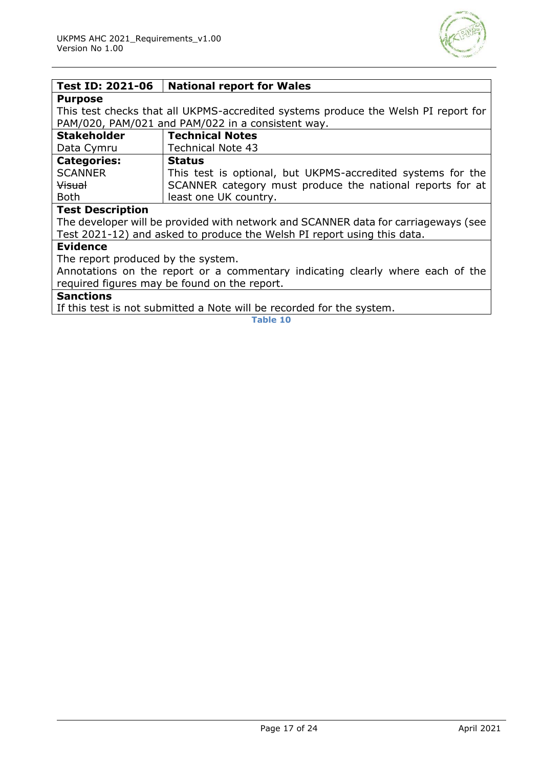| Test ID: 2021-06 | National report for Wales |
|---|---|
| **Purpose** | |
| This test checks that all UKPMS-accredited systems produce the Welsh PI report for PAM/020, PAM/021 and PAM/022 in a consistent way. | |
| **Stakeholder** | **Technical Notes** |
| Data Cymru | Technical Note 43 |
| **Categories:** | **Status** |
| SCANNER<br>~~Visual~~<br>Both | This test is optional, but UKPMS-accredited systems for the SCANNER category must produce the national reports for at least one UK country. |
| **Test Description** | |
| The developer will be provided with network and SCANNER data for carriageways (see Test 2021-12) and asked to produce the Welsh PI report using this data. | |
| **Evidence** | |
| The report produced by the system.<br>Annotations on the report or a commentary indicating clearly where each of the required figures may be found on the report. | |
| **Sanctions** | |
| If this test is not submitted a Note will be recorded for the system. | |

Table 10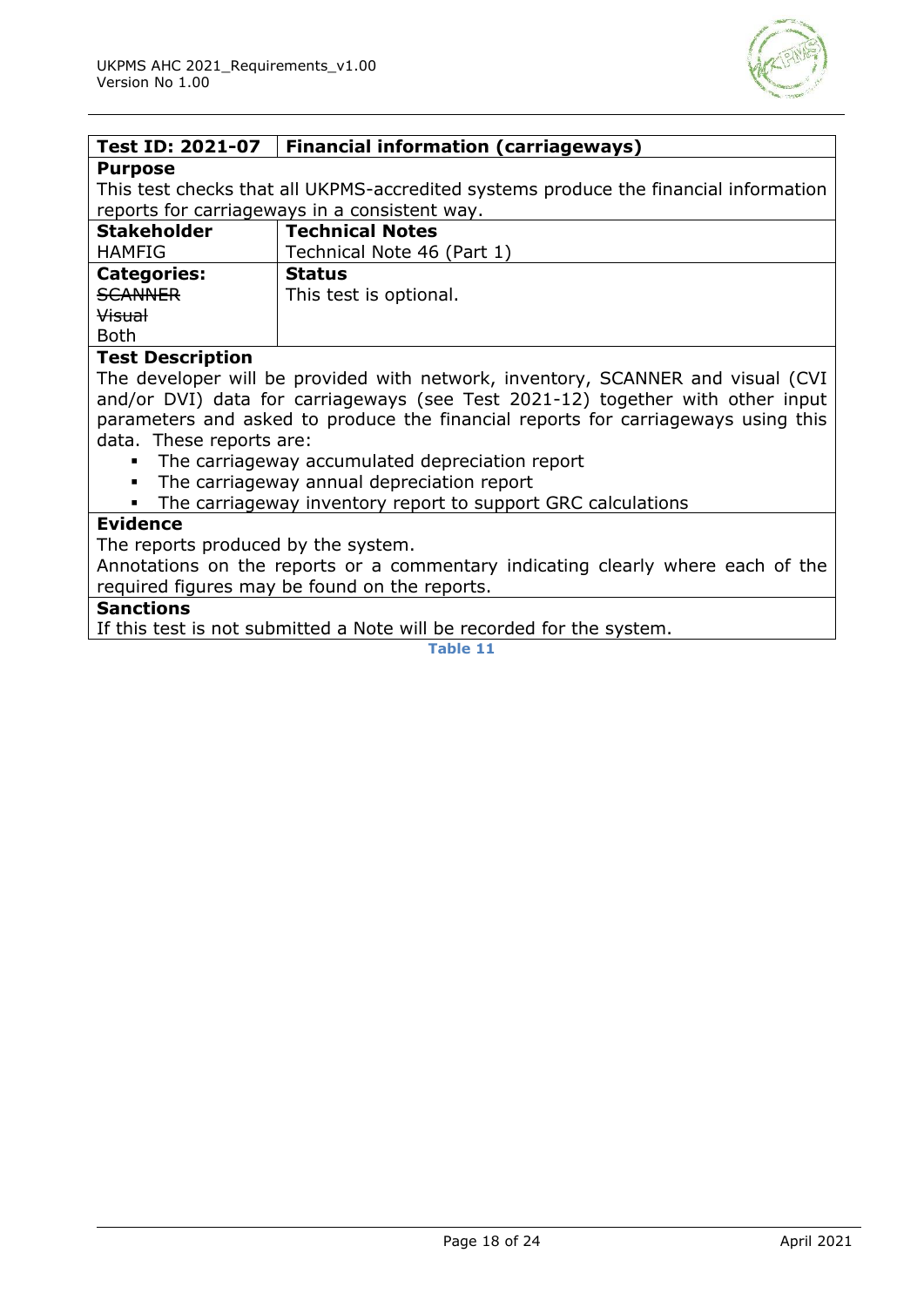| Test ID: 2021-07 | Financial information (carriageways) |
|---|---|
| **Purpose**<br>This test checks that all UKPMS-accredited systems produce the financial information reports for carriageways in a consistent way. | |
| **Stakeholder**<br>HAMFIG | **Technical Notes**<br>Technical Note 46 (Part 1) |
| **Categories:**<br>~~SCANNER~~<br>~~Visual~~<br>Both | **Status**<br>This test is optional. |
| **Test Description**<br>The developer will be provided with network, inventory, SCANNER and visual (CVI and/or DVI) data for carriageways (see Test 2021-12) together with other input parameters and asked to produce the financial reports for carriageways using this data. These reports are:<br>▪ The carriageway accumulated depreciation report<br>▪ The carriageway annual depreciation report<br>▪ The carriageway inventory report to support GRC calculations | |
| **Evidence**<br>The reports produced by the system.<br>Annotations on the reports or a commentary indicating clearly where each of the required figures may be found on the reports. | |
| **Sanctions**<br>If this test is not submitted a Note will be recorded for the system. | |

**Table 11**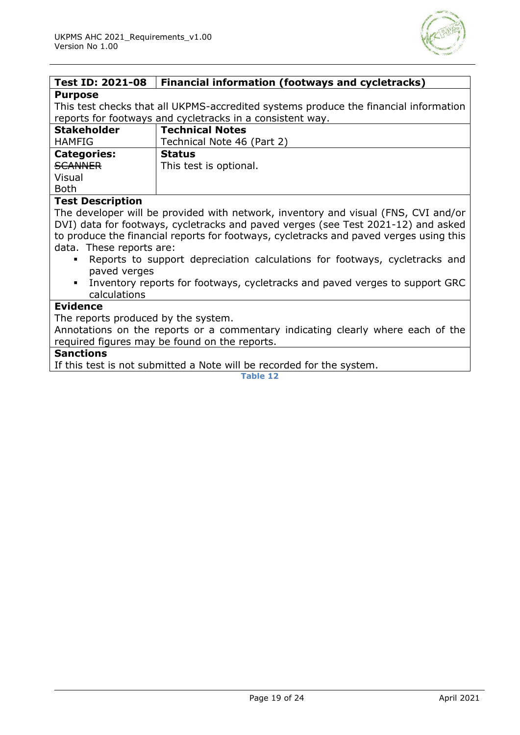| Test ID: 2021-08 | Financial information (footways and cycletracks) |
|---|---|
| **Purpose**<br>This test checks that all UKPMS-accredited systems produce the financial information reports for footways and cycletracks in a consistent way. | |
| **Stakeholder**<br>HAMFIG | **Technical Notes**<br>Technical Note 46 (Part 2) |
| **Categories:**<br>~~SCANNER~~<br>Visual<br>Both | **Status**<br>This test is optional. |
| **Test Description**<br>The developer will be provided with network, inventory and visual (FNS, CVI and/or DVI) data for footways, cycletracks and paved verges (see Test 2021-12) and asked to produce the financial reports for footways, cycletracks and paved verges using this data. These reports are:<br>▪ Reports to support depreciation calculations for footways, cycletracks and paved verges<br>▪ Inventory reports for footways, cycletracks and paved verges to support GRC calculations | |
| **Evidence**<br>The reports produced by the system.<br>Annotations on the reports or a commentary indicating clearly where each of the required figures may be found on the reports. | |
| **Sanctions**<br>If this test is not submitted a Note will be recorded for the system. | |

Table 12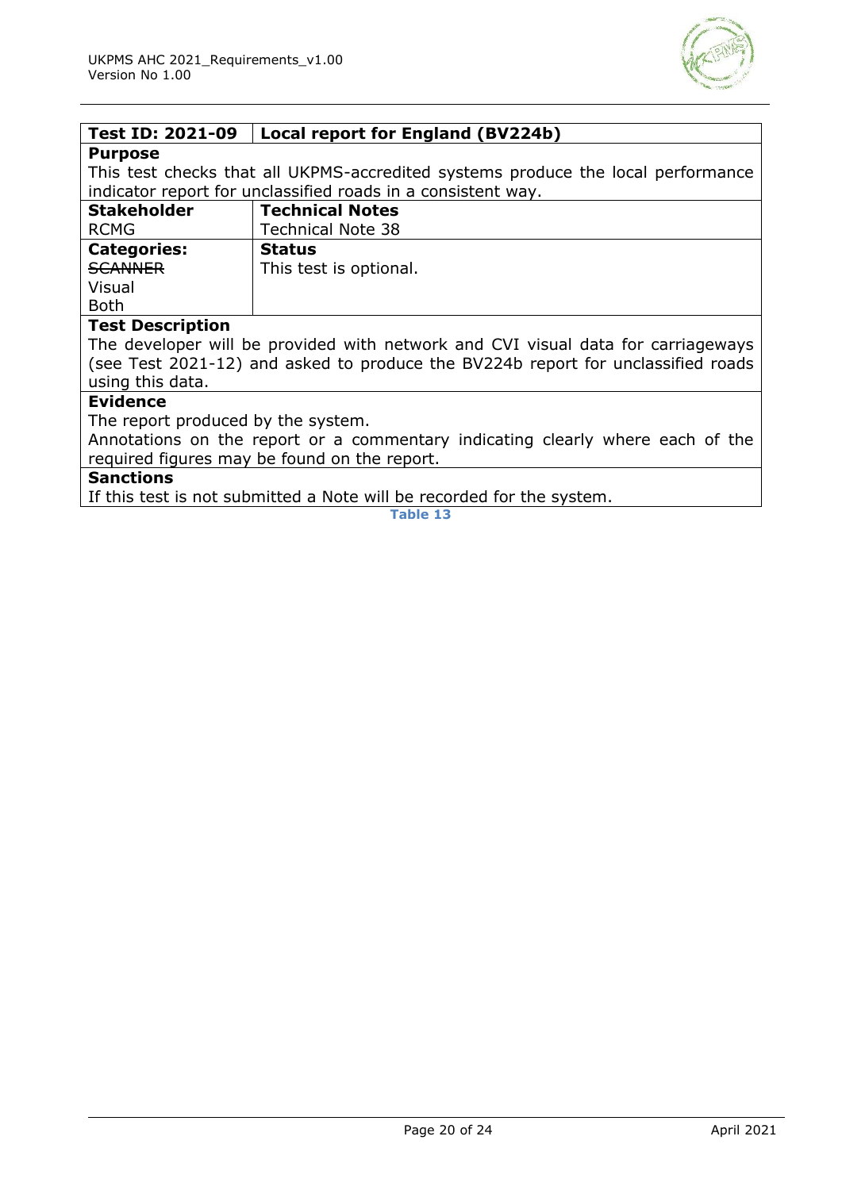| Test ID: 2021-09 | Local report for England (BV224b) |
|---|---|
| **Purpose** | |
| This test checks that all UKPMS-accredited systems produce the local performance indicator report for unclassified roads in a consistent way. | |
| **Stakeholder** | **Technical Notes** |
| RCMG | Technical Note 38 |
| **Categories:**<br>~~SCANNER~~<br>Visual<br>Both | **Status**<br>This test is optional. |
| **Test Description** | |
| The developer will be provided with network and CVI visual data for carriageways (see Test 2021-12) and asked to produce the BV224b report for unclassified roads using this data. | |
| **Evidence** | |
| The report produced by the system.<br>Annotations on the report or a commentary indicating clearly where each of the required figures may be found on the report. | |
| **Sanctions** | |
| If this test is not submitted a Note will be recorded for the system. | |

Table 13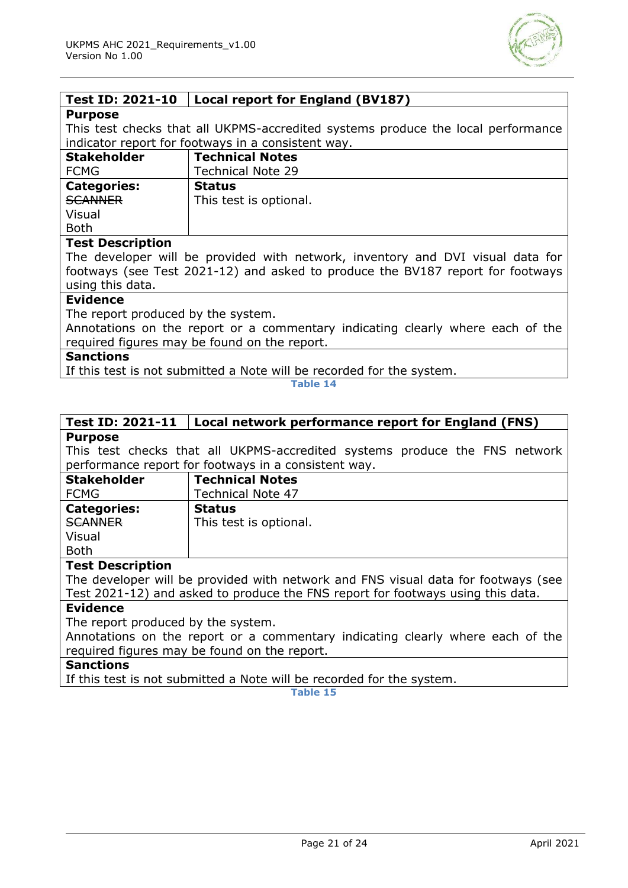| **Test ID: 2021-10** | **Local report for England (BV187)** |
|---|---|
| **Purpose**<br>This test checks that all UKPMS-accredited systems produce the local performance indicator report for footways in a consistent way. | |
| **Stakeholder**<br>FCMG | **Technical Notes**<br>Technical Note 29 |
| **Categories:**<br>~~SCANNER~~<br>Visual<br>Both | **Status**<br>This test is optional. |
| **Test Description**<br>The developer will be provided with network, inventory and DVI visual data for footways (see Test 2021-12) and asked to produce the BV187 report for footways using this data. | |
| **Evidence**<br>The report produced by the system.<br>Annotations on the report or a commentary indicating clearly where each of the required figures may be found on the report. | |
| **Sanctions**<br>If this test is not submitted a Note will be recorded for the system. | |

**Table 14**

| **Test ID: 2021-11** | **Local network performance report for England (FNS)** |
|---|---|
| **Purpose**<br>This test checks that all UKPMS-accredited systems produce the FNS network performance report for footways in a consistent way. | |
| **Stakeholder**<br>FCMG | **Technical Notes**<br>Technical Note 47 |
| **Categories:**<br>~~SCANNER~~<br>Visual<br>Both | **Status**<br>This test is optional. |
| **Test Description**<br>The developer will be provided with network and FNS visual data for footways (see Test 2021-12) and asked to produce the FNS report for footways using this data. | |
| **Evidence**<br>The report produced by the system.<br>Annotations on the report or a commentary indicating clearly where each of the required figures may be found on the report. | |
| **Sanctions**<br>If this test is not submitted a Note will be recorded for the system. | |

**Table 15**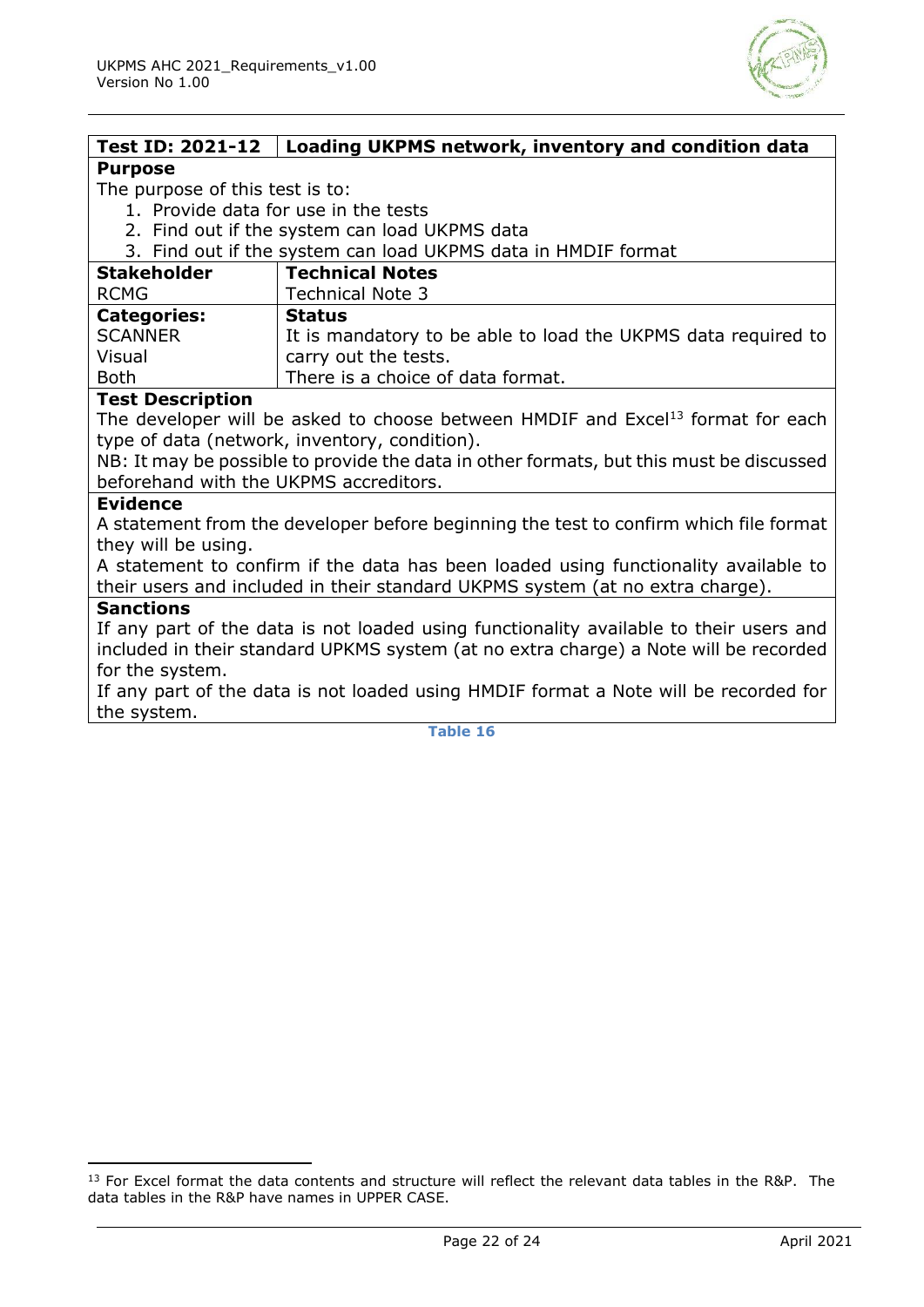| Test ID: 2021-12 | Loading UKPMS network, inventory and condition data |
|---|---|
| **Purpose**<br>The purpose of this test is to:<br>1. Provide data for use in the tests<br>2. Find out if the system can load UKPMS data<br>3. Find out if the system can load UKPMS data in HMDIF format | |
| **Stakeholder**<br>RCMG | **Technical Notes**<br>Technical Note 3 |
| **Categories:**<br>SCANNER<br>Visual<br>Both | **Status**<br>It is mandatory to be able to load the UKPMS data required to carry out the tests.<br>There is a choice of data format. |
| **Test Description**<br>The developer will be asked to choose between HMDIF and Excel[13] format for each type of data (network, inventory, condition).<br>NB: It may be possible to provide the data in other formats, but this must be discussed beforehand with the UKPMS accreditors. | |
| **Evidence**<br>A statement from the developer before beginning the test to confirm which file format they will be using.<br>A statement to confirm if the data has been loaded using functionality available to their users and included in their standard UKPMS system (at no extra charge). | |
| **Sanctions**<br>If any part of the data is not loaded using functionality available to their users and included in their standard UPKMS system (at no extra charge) a Note will be recorded for the system.<br>If any part of the data is not loaded using HMDIF format a Note will be recorded for the system. | |

Table 16

[13] For Excel format the data contents and structure will reflect the relevant data tables in the R&P. The data tables in the R&P have names in UPPER CASE.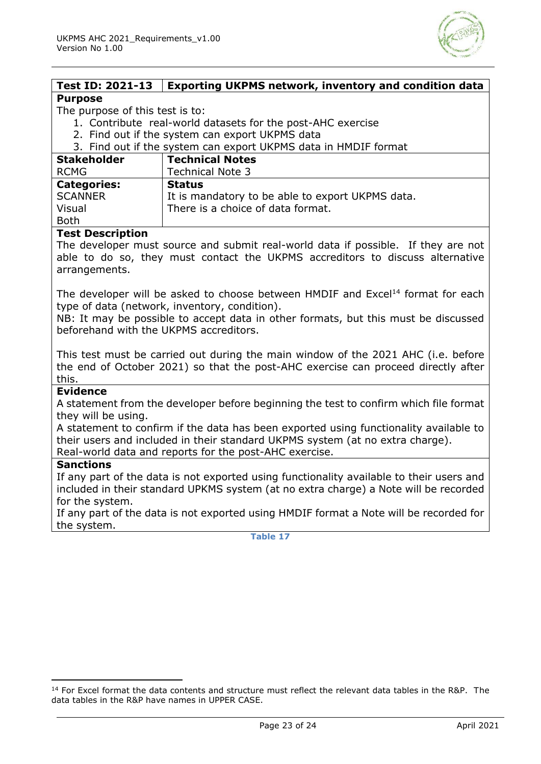| Test ID: 2021-13 | Exporting UKPMS network, inventory and condition data |
|---|---|

**Purpose**

The purpose of this test is to:

1. Contribute real-world datasets for the post-AHC exercise
2. Find out if the system can export UKPMS data
3. Find out if the system can export UKPMS data in HMDIF format

| Stakeholder | Technical Notes |
|---|---|
| RCMG | Technical Note 3 |
| **Categories:**<br>SCANNER<br>Visual<br>Both | **Status**<br>It is mandatory to be able to export UKPMS data.<br>There is a choice of data format. |

**Test Description**

The developer must source and submit real-world data if possible. If they are not able to do so, they must contact the UKPMS accreditors to discuss alternative arrangements.

The developer will be asked to choose between HMDIF and Excel[14] format for each type of data (network, inventory, condition).

NB: It may be possible to accept data in other formats, but this must be discussed beforehand with the UKPMS accreditors.

This test must be carried out during the main window of the 2021 AHC (i.e. before the end of October 2021) so that the post-AHC exercise can proceed directly after this.

**Evidence**

A statement from the developer before beginning the test to confirm which file format they will be using.

A statement to confirm if the data has been exported using functionality available to their users and included in their standard UKPMS system (at no extra charge).

Real-world data and reports for the post-AHC exercise.

**Sanctions**

If any part of the data is not exported using functionality available to their users and included in their standard UPKMS system (at no extra charge) a Note will be recorded for the system.

If any part of the data is not exported using HMDIF format a Note will be recorded for the system.

Table 17

---

[14] For Excel format the data contents and structure must reflect the relevant data tables in the R&P. The data tables in the R&P have names in UPPER CASE.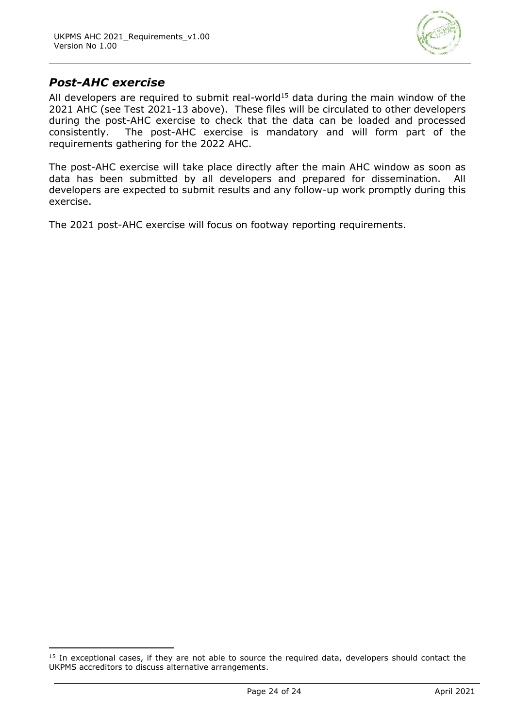## *Post-AHC exercise*

All developers are required to submit real-world[15] data during the main window of the 2021 AHC (see Test 2021-13 above). These files will be circulated to other developers during the post-AHC exercise to check that the data can be loaded and processed consistently. The post-AHC exercise is mandatory and will form part of the requirements gathering for the 2022 AHC.

The post-AHC exercise will take place directly after the main AHC window as soon as data has been submitted by all developers and prepared for dissemination. All developers are expected to submit results and any follow-up work promptly during this exercise.

The 2021 post-AHC exercise will focus on footway reporting requirements.

[15] In exceptional cases, if they are not able to source the required data, developers should contact the UKPMS accreditors to discuss alternative arrangements.